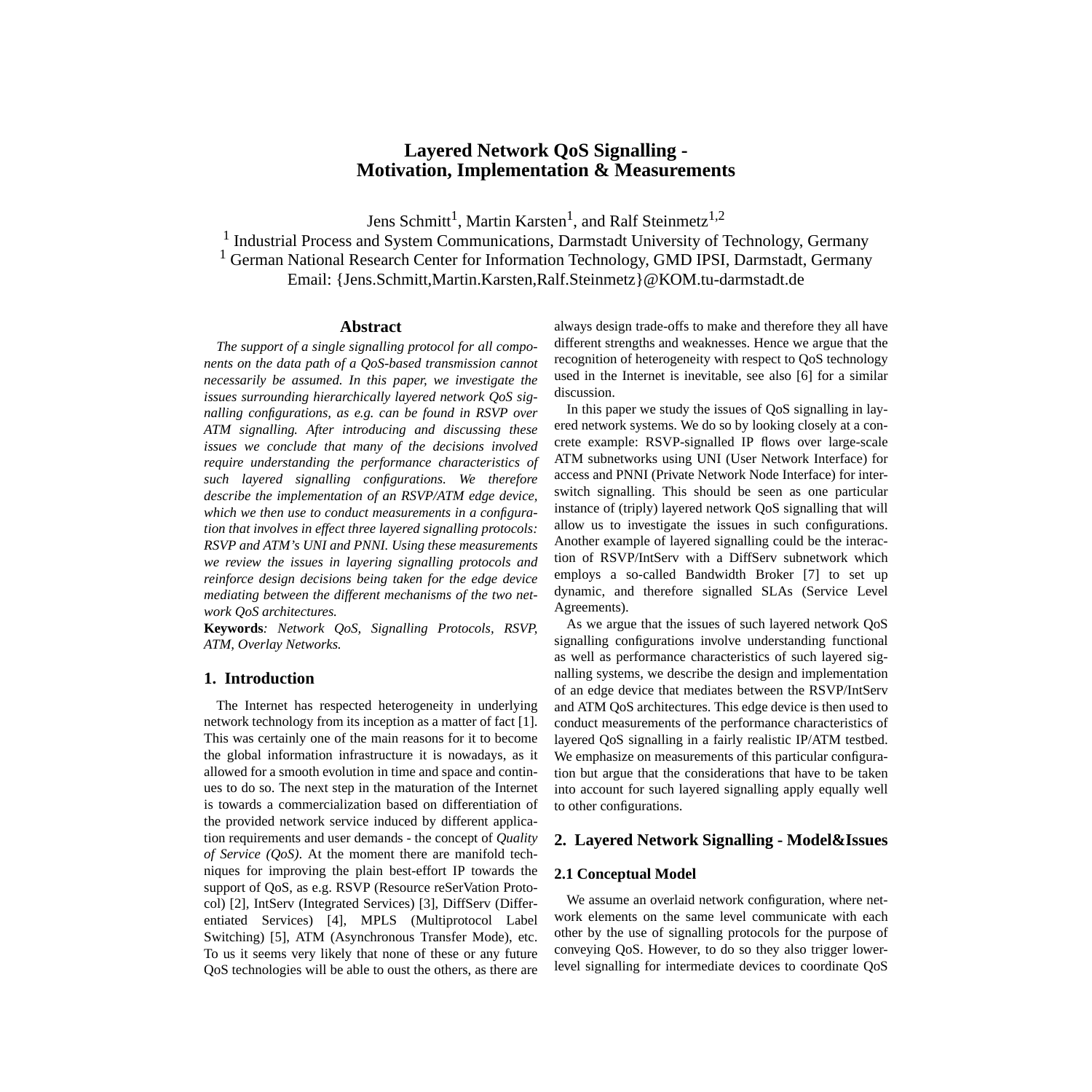# Layered Network QoS Signalling - Motivation, Implementation & Measurements

Jens Schmitt[1], Martin Karsten[1], and Ralf Steinmetz[1,2]

[1] Industrial Process and System Communications, Darmstadt University of Technology, Germany
[1] German National Research Center for Information Technology, GMD IPSI, Darmstadt, Germany
Email: {Jens.Schmitt,Martin.Karsten,Ralf.Steinmetz}@KOM.tu-darmstadt.de

## Abstract

*The support of a single signalling protocol for all components on the data path of a QoS-based transmission cannot necessarily be assumed. In this paper, we investigate the issues surrounding hierarchically layered network QoS signalling configurations, as e.g. can be found in RSVP over ATM signalling. After introducing and discussing these issues we conclude that many of the decisions involved require understanding the performance characteristics of such layered signalling configurations. We therefore describe the implementation of an RSVP/ATM edge device, which we then use to conduct measurements in a configuration that involves in effect three layered signalling protocols: RSVP and ATM's UNI and PNNI. Using these measurements we review the issues in layering signalling protocols and reinforce design decisions being taken for the edge device mediating between the different mechanisms of the two network QoS architectures.*

**Keywords**: *Network QoS, Signalling Protocols, RSVP, ATM, Overlay Networks.*

## 1. Introduction

The Internet has respected heterogeneity in underlying network technology from its inception as a matter of fact [1]. This was certainly one of the main reasons for it to become the global information infrastructure it is nowadays, as it allowed for a smooth evolution in time and space and continues to do so. The next step in the maturation of the Internet is towards a commercialization based on differentiation of the provided network service induced by different application requirements and user demands - the concept of *Quality of Service (QoS)*. At the moment there are manifold techniques for improving the plain best-effort IP towards the support of QoS, as e.g. RSVP (Resource reSerVation Protocol) [2], IntServ (Integrated Services) [3], DiffServ (Differentiated Services) [4], MPLS (Multiprotocol Label Switching) [5], ATM (Asynchronous Transfer Mode), etc. To us it seems very likely that none of these or any future QoS technologies will be able to oust the others, as there are always design trade-offs to make and therefore they all have different strengths and weaknesses. Hence we argue that the recognition of heterogeneity with respect to QoS technology used in the Internet is inevitable, see also [6] for a similar discussion.

In this paper we study the issues of QoS signalling in layered network systems. We do so by looking closely at a concrete example: RSVP-signalled IP flows over large-scale ATM subnetworks using UNI (User Network Interface) for access and PNNI (Private Network Node Interface) for interswitch signalling. This should be seen as one particular instance of (triply) layered network QoS signalling that will allow us to investigate the issues in such configurations. Another example of layered signalling could be the interaction of RSVP/IntServ with a DiffServ subnetwork which employs a so-called Bandwidth Broker [7] to set up dynamic, and therefore signalled SLAs (Service Level Agreements).

As we argue that the issues of such layered network QoS signalling configurations involve understanding functional as well as performance characteristics of such layered signalling systems, we describe the design and implementation of an edge device that mediates between the RSVP/IntServ and ATM QoS architectures. This edge device is then used to conduct measurements of the performance characteristics of layered QoS signalling in a fairly realistic IP/ATM testbed. We emphasize on measurements of this particular configuration but argue that the considerations that have to be taken into account for such layered signalling apply equally well to other configurations.

## 2. Layered Network Signalling - Model&Issues

### 2.1 Conceptual Model

We assume an overlaid network configuration, where network elements on the same level communicate with each other by the use of signalling protocols for the purpose of conveying QoS. However, to do so they also trigger lower-level signalling for intermediate devices to coordinate QoS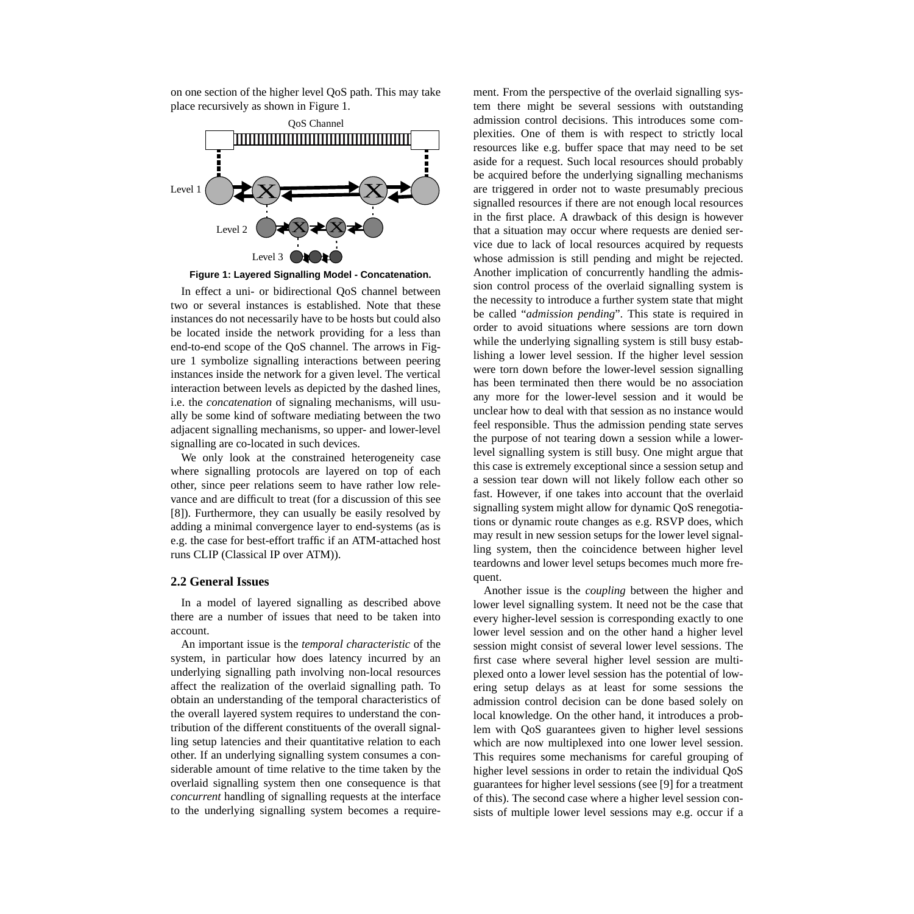on one section of the higher level QoS path. This may take place recursively as shown in Figure 1.

**Figure 1: Layered Signalling Model - Concatenation.**

In effect a uni- or bidirectional QoS channel between two or several instances is established. Note that these instances do not necessarily have to be hosts but could also be located inside the network providing for a less than end-to-end scope of the QoS channel. The arrows in Figure 1 symbolize signalling interactions between peering instances inside the network for a given level. The vertical interaction between levels as depicted by the dashed lines, i.e. the *concatenation* of signaling mechanisms, will usually be some kind of software mediating between the two adjacent signalling mechanisms, so upper- and lower-level signalling are co-located in such devices.

We only look at the constrained heterogeneity case where signalling protocols are layered on top of each other, since peer relations seem to have rather low relevance and are difficult to treat (for a discussion of this see [8]). Furthermore, they can usually be easily resolved by adding a minimal convergence layer to end-systems (as is e.g. the case for best-effort traffic if an ATM-attached host runs CLIP (Classical IP over ATM)).

### 2.2 General Issues

In a model of layered signalling as described above there are a number of issues that need to be taken into account.

An important issue is the *temporal characteristic* of the system, in particular how does latency incurred by an underlying signalling path involving non-local resources affect the realization of the overlaid signalling path. To obtain an understanding of the temporal characteristics of the overall layered system requires to understand the contribution of the different constituents of the overall signalling setup latencies and their quantitative relation to each other. If an underlying signalling system consumes a considerable amount of time relative to the time taken by the overlaid signalling system then one consequence is that *concurrent* handling of signalling requests at the interface to the underlying signalling system becomes a requirement. From the perspective of the overlaid signalling system there might be several sessions with outstanding admission control decisions. This introduces some complexities. One of them is with respect to strictly local resources like e.g. buffer space that may need to be set aside for a request. Such local resources should probably be acquired before the underlying signalling mechanisms are triggered in order not to waste presumably precious signalled resources if there are not enough local resources in the first place. A drawback of this design is however that a situation may occur where requests are denied service due to lack of local resources acquired by requests whose admission is still pending and might be rejected. Another implication of concurrently handling the admission control process of the overlaid signalling system is the necessity to introduce a further system state that might be called "*admission pending*". This state is required in order to avoid situations where sessions are torn down while the underlying signalling system is still busy establishing a lower level session. If the higher level session were torn down before the lower-level session signalling has been terminated then there would be no association any more for the lower-level session and it would be unclear how to deal with that session as no instance would feel responsible. Thus the admission pending state serves the purpose of not tearing down a session while a lower-level signalling system is still busy. One might argue that this case is extremely exceptional since a session setup and a session tear down will not likely follow each other so fast. However, if one takes into account that the overlaid signalling system might allow for dynamic QoS renegotiations or dynamic route changes as e.g. RSVP does, which may result in new session setups for the lower level signalling system, then the coincidence between higher level teardowns and lower level setups becomes much more frequent.

Another issue is the *coupling* between the higher and lower level signalling system. It need not be the case that every higher-level session is corresponding exactly to one lower level session and on the other hand a higher level session might consist of several lower level sessions. The first case where several higher level session are multiplexed onto a lower level session has the potential of lowering setup delays as at least for some sessions the admission control decision can be done based solely on local knowledge. On the other hand, it introduces a problem with QoS guarantees given to higher level sessions which are now multiplexed into one lower level session. This requires some mechanisms for careful grouping of higher level sessions in order to retain the individual QoS guarantees for higher level sessions (see [9] for a treatment of this). The second case where a higher level session consists of multiple lower level sessions may e.g. occur if a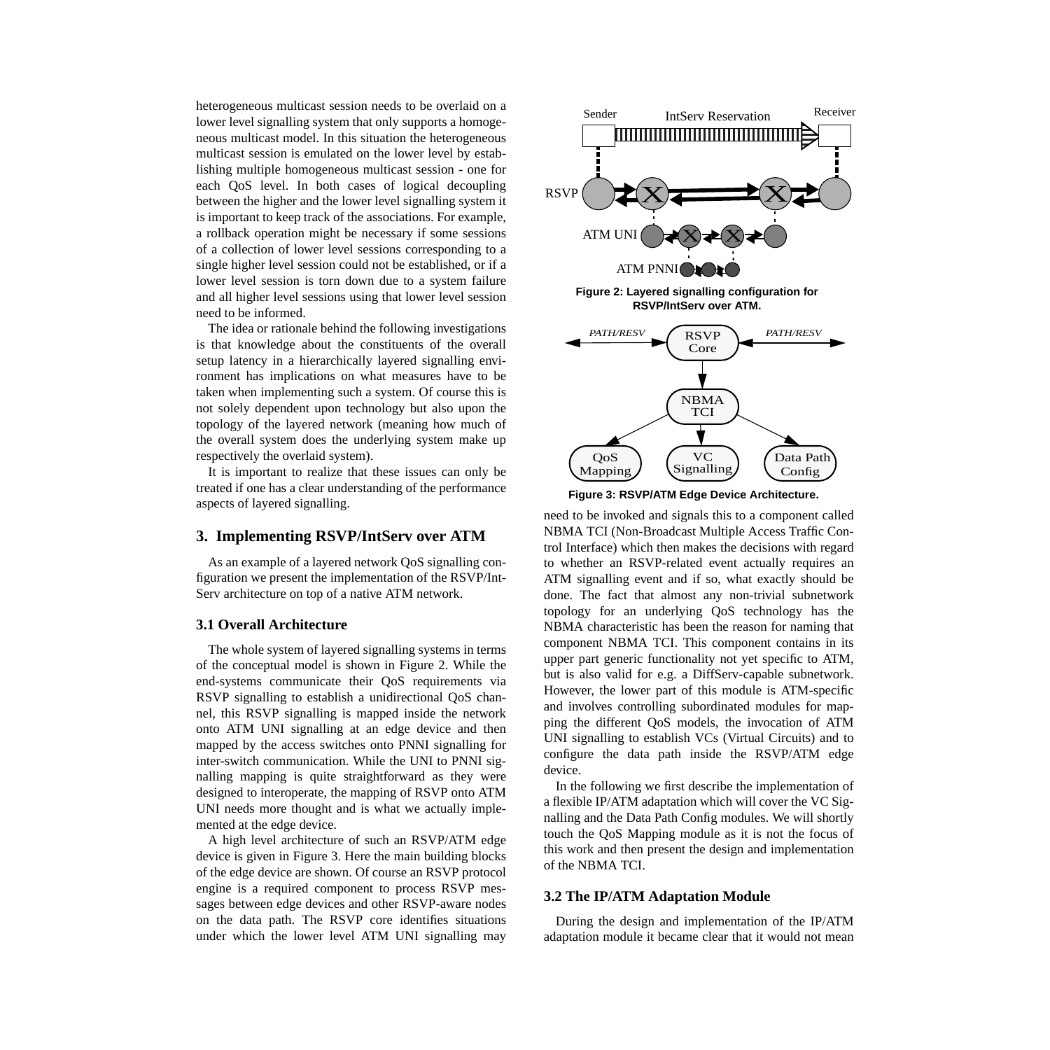heterogeneous multicast session needs to be overlaid on a lower level signalling system that only supports a homogeneous multicast model. In this situation the heterogeneous multicast session is emulated on the lower level by establishing multiple homogeneous multicast session - one for each QoS level. In both cases of logical decoupling between the higher and the lower level signalling system it is important to keep track of the associations. For example, a rollback operation might be necessary if some sessions of a collection of lower level sessions corresponding to a single higher level session could not be established, or if a lower level session is torn down due to a system failure and all higher level sessions using that lower level session need to be informed.

The idea or rationale behind the following investigations is that knowledge about the constituents of the overall setup latency in a hierarchically layered signalling environment has implications on what measures have to be taken when implementing such a system. Of course this is not solely dependent upon technology but also upon the topology of the layered network (meaning how much of the overall system does the underlying system make up respectively the overlaid system).

It is important to realize that these issues can only be treated if one has a clear understanding of the performance aspects of layered signalling.

## 3. Implementing RSVP/IntServ over ATM

As an example of a layered network QoS signalling configuration we present the implementation of the RSVP/IntServ architecture on top of a native ATM network.

### 3.1 Overall Architecture

The whole system of layered signalling systems in terms of the conceptual model is shown in Figure 2. While the end-systems communicate their QoS requirements via RSVP signalling to establish a unidirectional QoS channel, this RSVP signalling is mapped inside the network onto ATM UNI signalling at an edge device and then mapped by the access switches onto PNNI signalling for inter-switch communication. While the UNI to PNNI signalling mapping is quite straightforward as they were designed to interoperate, the mapping of RSVP onto ATM UNI needs more thought and is what we actually implemented at the edge device.

A high level architecture of such an RSVP/ATM edge device is given in Figure 3. Here the main building blocks of the edge device are shown. Of course an RSVP protocol engine is a required component to process RSVP messages between edge devices and other RSVP-aware nodes on the data path. The RSVP core identifies situations under which the lower level ATM UNI signalling may

Sender

IntServ Reservation

Receiver

RSVP

ATM UNI

ATM PNNI

**Figure 2: Layered signalling configuration for RSVP/IntServ over ATM.**

PATH/RESV

RSVP Core

PATH/RESV

NBMA TCI

QoS Mapping

VC Signalling

Data Path Config

**Figure 3: RSVP/ATM Edge Device Architecture.**

need to be invoked and signals this to a component called NBMA TCI (Non-Broadcast Multiple Access Traffic Control Interface) which then makes the decisions with regard to whether an RSVP-related event actually requires an ATM signalling event and if so, what exactly should be done. The fact that almost any non-trivial subnetwork topology for an underlying QoS technology has the NBMA characteristic has been the reason for naming that component NBMA TCI. This component contains in its upper part generic functionality not yet specific to ATM, but is also valid for e.g. a DiffServ-capable subnetwork. However, the lower part of this module is ATM-specific and involves controlling subordinated modules for mapping the different QoS models, the invocation of ATM UNI signalling to establish VCs (Virtual Circuits) and to configure the data path inside the RSVP/ATM edge device.

In the following we first describe the implementation of a flexible IP/ATM adaptation which will cover the VC Signalling and the Data Path Config modules. We will shortly touch the QoS Mapping module as it is not the focus of this work and then present the design and implementation of the NBMA TCI.

### 3.2 The IP/ATM Adaptation Module

During the design and implementation of the IP/ATM adaptation module it became clear that it would not mean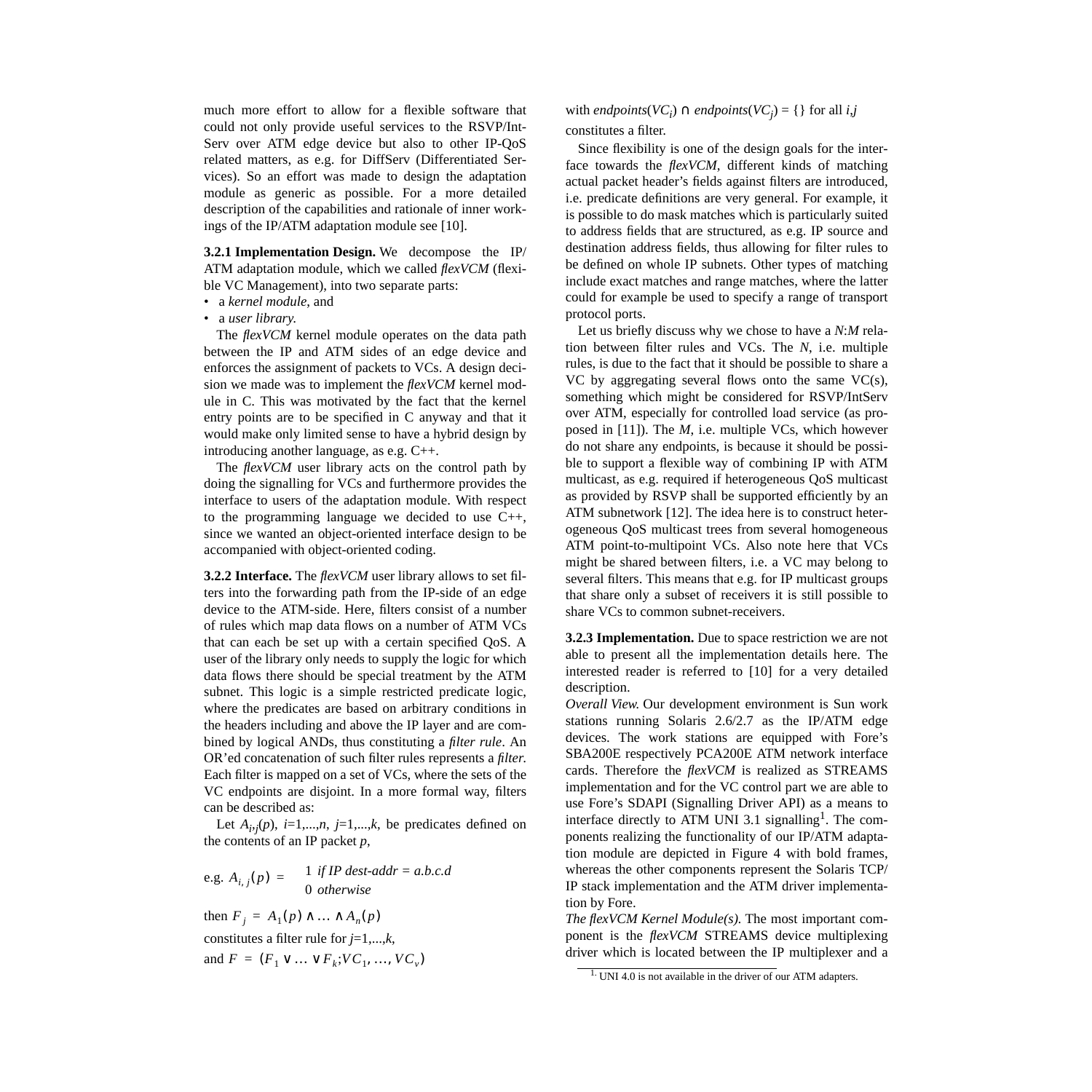much more effort to allow for a flexible software that could not only provide useful services to the RSVP/Int-Serv over ATM edge device but also to other IP-QoS related matters, as e.g. for DiffServ (Differentiated Services). So an effort was made to design the adaptation module as generic as possible. For a more detailed description of the capabilities and rationale of inner workings of the IP/ATM adaptation module see [10].

**3.2.1 Implementation Design.** We decompose the IP/ATM adaptation module, which we called *flexVCM* (flexible VC Management), into two separate parts:

- a *kernel module*, and
- a *user library.*

The *flexVCM* kernel module operates on the data path between the IP and ATM sides of an edge device and enforces the assignment of packets to VCs. A design decision we made was to implement the *flexVCM* kernel module in C. This was motivated by the fact that the kernel entry points are to be specified in C anyway and that it would make only limited sense to have a hybrid design by introducing another language, as e.g. C++.

The *flexVCM* user library acts on the control path by doing the signalling for VCs and furthermore provides the interface to users of the adaptation module. With respect to the programming language we decided to use C++, since we wanted an object-oriented interface design to be accompanied with object-oriented coding.

**3.2.2 Interface.** The *flexVCM* user library allows to set filters into the forwarding path from the IP-side of an edge device to the ATM-side. Here, filters consist of a number of rules which map data flows on a number of ATM VCs that can each be set up with a certain specified QoS. A user of the library only needs to supply the logic for which data flows there should be special treatment by the ATM subnet. This logic is a simple restricted predicate logic, where the predicates are based on arbitrary conditions in the headers including and above the IP layer and are combined by logical ANDs, thus constituting a *filter rule*. An OR'ed concatenation of such filter rules represents a *filter.* Each filter is mapped on a set of VCs, where the sets of the VC endpoints are disjoint. In a more formal way, filters can be described as:

Let $A_{i,j}(p)$, $i$=1,...,$n$, $j$=1,...,$k$, be predicates defined on the contents of an IP packet $p$,

e.g. $$A_{i,j}(p) = \begin{cases} 1 & \textit{if IP dest-addr = a.b.c.d} \\ 0 & \textit{otherwise} \end{cases}$$

then $F_j = A_1(p) \wedge \ldots \wedge A_n(p)$

constitutes a filter rule for $j$=1,...,$k$,

and $F = (F_1 \vee \ldots \vee F_k; VC_1, \ldots, VC_v)$

with $endpoints(VC_i) \cap endpoints(VC_j) = \{\}$ for all $i,j$

constitutes a filter.

Since flexibility is one of the design goals for the interface towards the *flexVCM*, different kinds of matching actual packet header's fields against filters are introduced, i.e. predicate definitions are very general. For example, it is possible to do mask matches which is particularly suited to address fields that are structured, as e.g. IP source and destination address fields, thus allowing for filter rules to be defined on whole IP subnets. Other types of matching include exact matches and range matches, where the latter could for example be used to specify a range of transport protocol ports.

Let us briefly discuss why we chose to have a $N$:$M$ relation between filter rules and VCs. The $N$, i.e. multiple rules, is due to the fact that it should be possible to share a VC by aggregating several flows onto the same VC(s), something which might be considered for RSVP/IntServ over ATM, especially for controlled load service (as proposed in [11]). The $M$, i.e. multiple VCs, which however do not share any endpoints, is because it should be possible to support a flexible way of combining IP with ATM multicast, as e.g. required if heterogeneous QoS multicast as provided by RSVP shall be supported efficiently by an ATM subnetwork [12]. The idea here is to construct heterogeneous QoS multicast trees from several homogeneous ATM point-to-multipoint VCs. Also note here that VCs might be shared between filters, i.e. a VC may belong to several filters. This means that e.g. for IP multicast groups that share only a subset of receivers it is still possible to share VCs to common subnet-receivers.

**3.2.3 Implementation.** Due to space restriction we are not able to present all the implementation details here. The interested reader is referred to [10] for a very detailed description.

*Overall View.* Our development environment is Sun work stations running Solaris 2.6/2.7 as the IP/ATM edge devices. The work stations are equipped with Fore's SBA200E respectively PCA200E ATM network interface cards. Therefore the *flexVCM* is realized as STREAMS implementation and for the VC control part we are able to use Fore's SDAPI (Signalling Driver API) as a means to interface directly to ATM UNI 3.1 signalling[1]. The components realizing the functionality of our IP/ATM adaptation module are depicted in Figure 4 with bold frames, whereas the other components represent the Solaris TCP/IP stack implementation and the ATM driver implementation by Fore.

*The flexVCM Kernel Module(s).* The most important component is the *flexVCM* STREAMS device multiplexing driver which is located between the IP multiplexer and a

[1] UNI 4.0 is not available in the driver of our ATM adapters.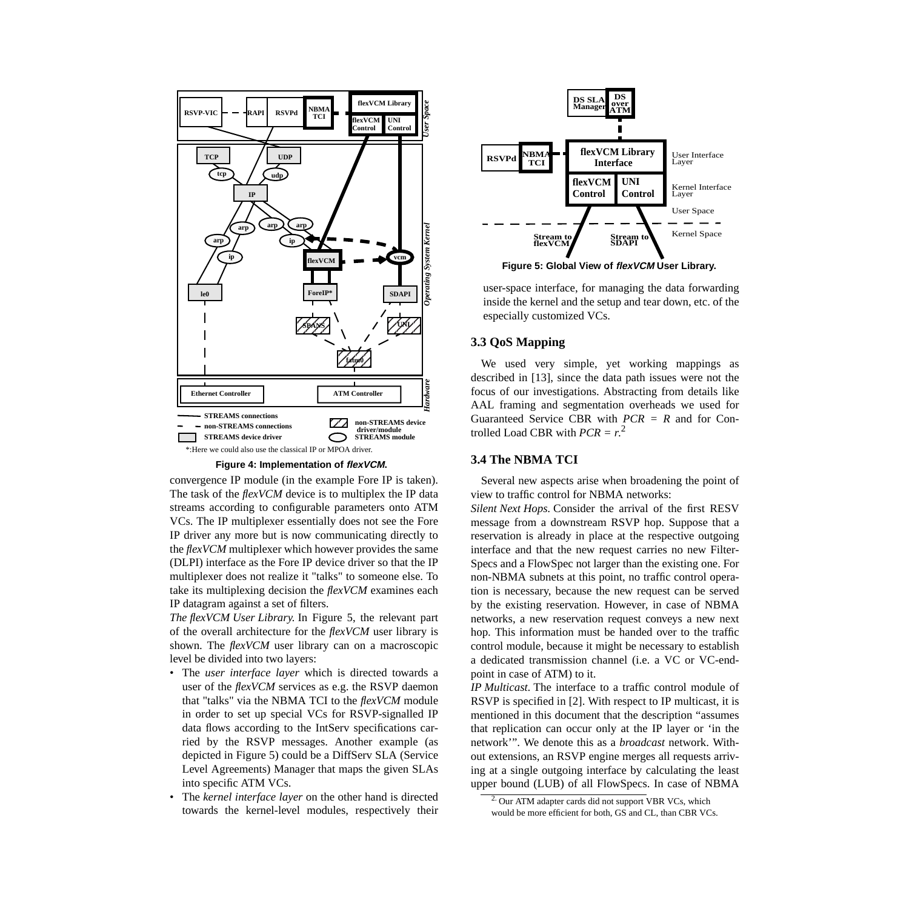Figure 4: Implementation of *flexVCM*.

convergence IP module (in the example Fore IP is taken). The task of the *flexVCM* device is to multiplex the IP data streams according to configurable parameters onto ATM VCs. The IP multiplexer essentially does not see the Fore IP driver any more but is now communicating directly to the *flexVCM* multiplexer which however provides the same (DLPI) interface as the Fore IP device driver so that the IP multiplexer does not realize it "talks" to someone else. To take its multiplexing decision the *flexVCM* examines each IP datagram against a set of filters.

*The flexVCM User Library.* In Figure 5, the relevant part of the overall architecture for the *flexVCM* user library is shown. The *flexVCM* user library can on a macroscopic level be divided into two layers:

- The *user interface layer* which is directed towards a user of the *flexVCM* services as e.g. the RSVP daemon that "talks" via the NBMA TCI to the *flexVCM* module in order to set up special VCs for RSVP-signalled IP data flows according to the IntServ specifications carried by the RSVP messages. Another example (as depicted in Figure 5) could be a DiffServ SLA (Service Level Agreements) Manager that maps the given SLAs into specific ATM VCs.
- The *kernel interface layer* on the other hand is directed towards the kernel-level modules, respectively their user-space interface, for managing the data forwarding inside the kernel and the setup and tear down, etc. of the especially customized VCs.

Figure 5: Global View of *flexVCM* User Library.

### 3.3 QoS Mapping

We used very simple, yet working mappings as described in [13], since the data path issues were not the focus of our investigations. Abstracting from details like AAL framing and segmentation overheads we used for Guaranteed Service CBR with $PCR = R$ and for Controlled Load CBR with $PCR = r$.[2]

### 3.4 The NBMA TCI

Several new aspects arise when broadening the point of view to traffic control for NBMA networks:

*Silent Next Hops.* Consider the arrival of the first RESV message from a downstream RSVP hop. Suppose that a reservation is already in place at the respective outgoing interface and that the new request carries no new Filter-Specs and a FlowSpec not larger than the existing one. For non-NBMA subnets at this point, no traffic control operation is necessary, because the new request can be served by the existing reservation. However, in case of NBMA networks, a new reservation request conveys a new next hop. This information must be handed over to the traffic control module, because it might be necessary to establish a dedicated transmission channel (i.e. a VC or VC-endpoint in case of ATM) to it.

*IP Multicast.* The interface to a traffic control module of RSVP is specified in [2]. With respect to IP multicast, it is mentioned in this document that the description “assumes that replication can occur only at the IP layer or ‘in the network’”. We denote this as a *broadcast* network. Without extensions, an RSVP engine merges all requests arriving at a single outgoing interface by calculating the least upper bound (LUB) of all FlowSpecs. In case of NBMA

[2] Our ATM adapter cards did not support VBR VCs, which would be more efficient for both, GS and CL, than CBR VCs.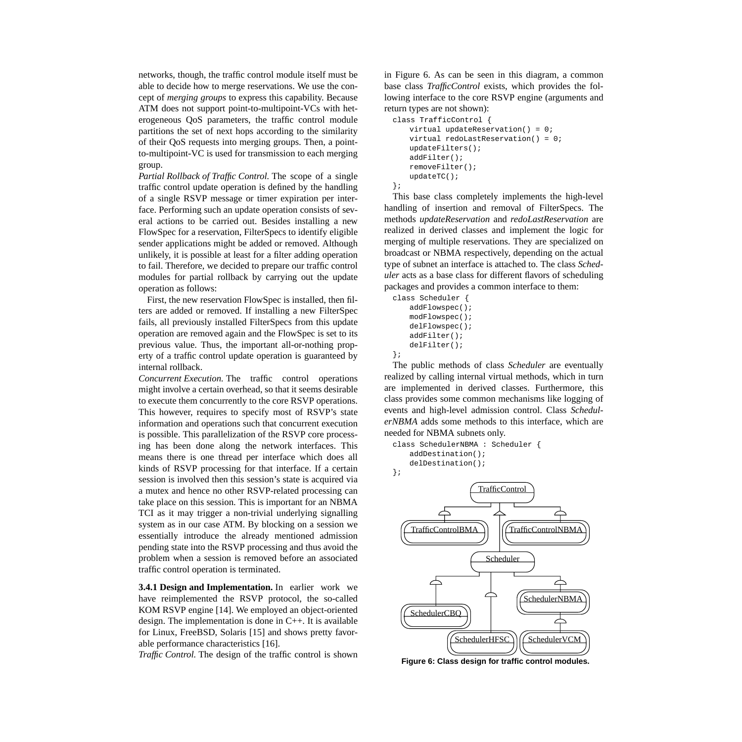networks, though, the traffic control module itself must be able to decide how to merge reservations. We use the concept of *merging groups* to express this capability. Because ATM does not support point-to-multipoint-VCs with heterogeneous QoS parameters, the traffic control module partitions the set of next hops according to the similarity of their QoS requests into merging groups. Then, a point-to-multipoint-VC is used for transmission to each merging group.

*Partial Rollback of Traffic Control.* The scope of a single traffic control update operation is defined by the handling of a single RSVP message or timer expiration per interface. Performing such an update operation consists of several actions to be carried out. Besides installing a new FlowSpec for a reservation, FilterSpecs to identify eligible sender applications might be added or removed. Although unlikely, it is possible at least for a filter adding operation to fail. Therefore, we decided to prepare our traffic control modules for partial rollback by carrying out the update operation as follows:

First, the new reservation FlowSpec is installed, then filters are added or removed. If installing a new FilterSpec fails, all previously installed FilterSpecs from this update operation are removed again and the FlowSpec is set to its previous value. Thus, the important all-or-nothing property of a traffic control update operation is guaranteed by internal rollback.

*Concurrent Execution.* The traffic control operations might involve a certain overhead, so that it seems desirable to execute them concurrently to the core RSVP operations. This however, requires to specify most of RSVP's state information and operations such that concurrent execution is possible. This parallelization of the RSVP core processing has been done along the network interfaces. This means there is one thread per interface which does all kinds of RSVP processing for that interface. If a certain session is involved then this session's state is acquired via a mutex and hence no other RSVP-related processing can take place on this session. This is important for an NBMA TCI as it may trigger a non-trivial underlying signalling system as in our case ATM. By blocking on a session we essentially introduce the already mentioned admission pending state into the RSVP processing and thus avoid the problem when a session is removed before an associated traffic control operation is terminated.

**3.4.1 Design and Implementation.** In earlier work we have reimplemented the RSVP protocol, the so-called KOM RSVP engine [14]. We employed an object-oriented design. The implementation is done in C++. It is available for Linux, FreeBSD, Solaris [15] and shows pretty favorable performance characteristics [16].

*Traffic Control.* The design of the traffic control is shown in Figure 6. As can be seen in this diagram, a common base class *TrafficControl* exists, which provides the following interface to the core RSVP engine (arguments and return types are not shown):

```
class TrafficControl {
    virtual updateReservation() = 0;
    virtual redoLastReservation() = 0;
    updateFilters();
    addFilter();
    removeFilter();
    updateTC();
};
```

This base class completely implements the high-level handling of insertion and removal of FilterSpecs. The methods *updateReservation* and *redoLastReservation* are realized in derived classes and implement the logic for merging of multiple reservations. They are specialized on broadcast or NBMA respectively, depending on the actual type of subnet an interface is attached to. The class *Scheduler* acts as a base class for different flavors of scheduling packages and provides a common interface to them:

```
class Scheduler {
    addFlowspec();
    modFlowspec();
    delFlowspec();
    addFilter();
    delFilter();
};
```

The public methods of class *Scheduler* are eventually realized by calling internal virtual methods, which in turn are implemented in derived classes. Furthermore, this class provides some common mechanisms like logging of events and high-level admission control. Class *SchedulerNBMA* adds some methods to this interface, which are needed for NBMA subnets only.

```
class SchedulerNBMA : Scheduler {
    addDestination();
    delDestination();
};
```

TrafficControl, TrafficControlBMA, TrafficControlNBMA, Scheduler, SchedulerCBQ, SchedulerHFSC, SchedulerNBMA, SchedulerVCM

**Figure 6: Class design for traffic control modules.**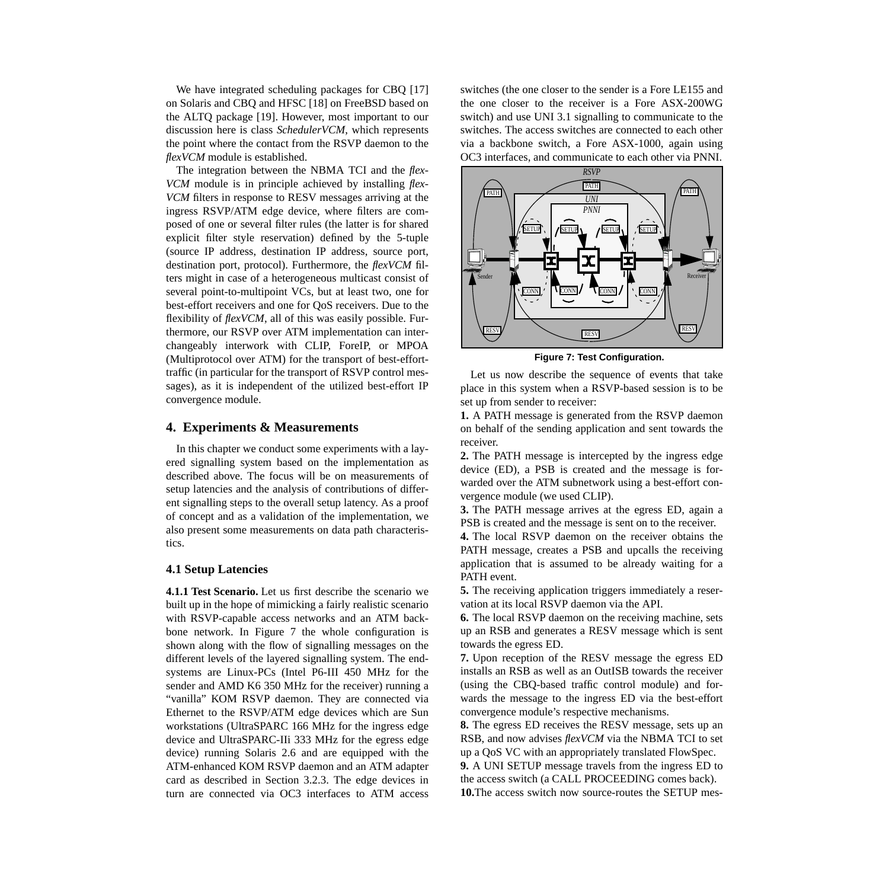We have integrated scheduling packages for CBQ [17] on Solaris and CBQ and HFSC [18] on FreeBSD based on the ALTQ package [19]. However, most important to our discussion here is class *SchedulerVCM*, which represents the point where the contact from the RSVP daemon to the *flexVCM* module is established.

The integration between the NBMA TCI and the *flexVCM* module is in principle achieved by installing *flexVCM* filters in response to RESV messages arriving at the ingress RSVP/ATM edge device, where filters are composed of one or several filter rules (the latter is for shared explicit filter style reservation) defined by the 5-tuple (source IP address, destination IP address, source port, destination port, protocol). Furthermore, the *flexVCM* filters might in case of a heterogeneous multicast consist of several point-to-multipoint VCs, but at least two, one for best-effort receivers and one for QoS receivers. Due to the flexibility of *flexVCM*, all of this was easily possible. Furthermore, our RSVP over ATM implementation can interchangeably interwork with CLIP, ForeIP, or MPOA (Multiprotocol over ATM) for the transport of best-effort-traffic (in particular for the transport of RSVP control messages), as it is independent of the utilized best-effort IP convergence module.

## 4. Experiments & Measurements

In this chapter we conduct some experiments with a layered signalling system based on the implementation as described above. The focus will be on measurements of setup latencies and the analysis of contributions of different signalling steps to the overall setup latency. As a proof of concept and as a validation of the implementation, we also present some measurements on data path characteristics.

### 4.1 Setup Latencies

**4.1.1 Test Scenario.** Let us first describe the scenario we built up in the hope of mimicking a fairly realistic scenario with RSVP-capable access networks and an ATM backbone network. In Figure 7 the whole configuration is shown along with the flow of signalling messages on the different levels of the layered signalling system. The end-systems are Linux-PCs (Intel P6-III 450 MHz for the sender and AMD K6 350 MHz for the receiver) running a "vanilla" KOM RSVP daemon. They are connected via Ethernet to the RSVP/ATM edge devices which are Sun workstations (UltraSPARC 166 MHz for the ingress edge device and UltraSPARC-IIi 333 MHz for the egress edge device) running Solaris 2.6 and are equipped with the ATM-enhanced KOM RSVP daemon and an ATM adapter card as described in Section 3.2.3. The edge devices in turn are connected via OC3 interfaces to ATM access switches (the one closer to the sender is a Fore LE155 and the one closer to the receiver is a Fore ASX-200WG switch) and use UNI 3.1 signalling to communicate to the switches. The access switches are connected to each other via a backbone switch, a Fore ASX-1000, again using OC3 interfaces, and communicate to each other via PNNI.

**Figure 7: Test Configuration.**

Let us now describe the sequence of events that take place in this system when a RSVP-based session is to be set up from sender to receiver:

**1.** A PATH message is generated from the RSVP daemon on behalf of the sending application and sent towards the receiver.

**2.** The PATH message is intercepted by the ingress edge device (ED), a PSB is created and the message is forwarded over the ATM subnetwork using a best-effort convergence module (we used CLIP).

**3.** The PATH message arrives at the egress ED, again a PSB is created and the message is sent on to the receiver.

**4.** The local RSVP daemon on the receiver obtains the PATH message, creates a PSB and upcalls the receiving application that is assumed to be already waiting for a PATH event.

**5.** The receiving application triggers immediately a reservation at its local RSVP daemon via the API.

**6.** The local RSVP daemon on the receiving machine, sets up an RSB and generates a RESV message which is sent towards the egress ED.

**7.** Upon reception of the RESV message the egress ED installs an RSB as well as an OutISB towards the receiver (using the CBQ-based traffic control module) and forwards the message to the ingress ED via the best-effort convergence module's respective mechanisms.

**8.** The egress ED receives the RESV message, sets up an RSB, and now advises *flexVCM* via the NBMA TCI to set up a QoS VC with an appropriately translated FlowSpec.

**9.** A UNI SETUP message travels from the ingress ED to the access switch (a CALL PROCEEDING comes back).

**10.** The access switch now source-routes the SETUP mes-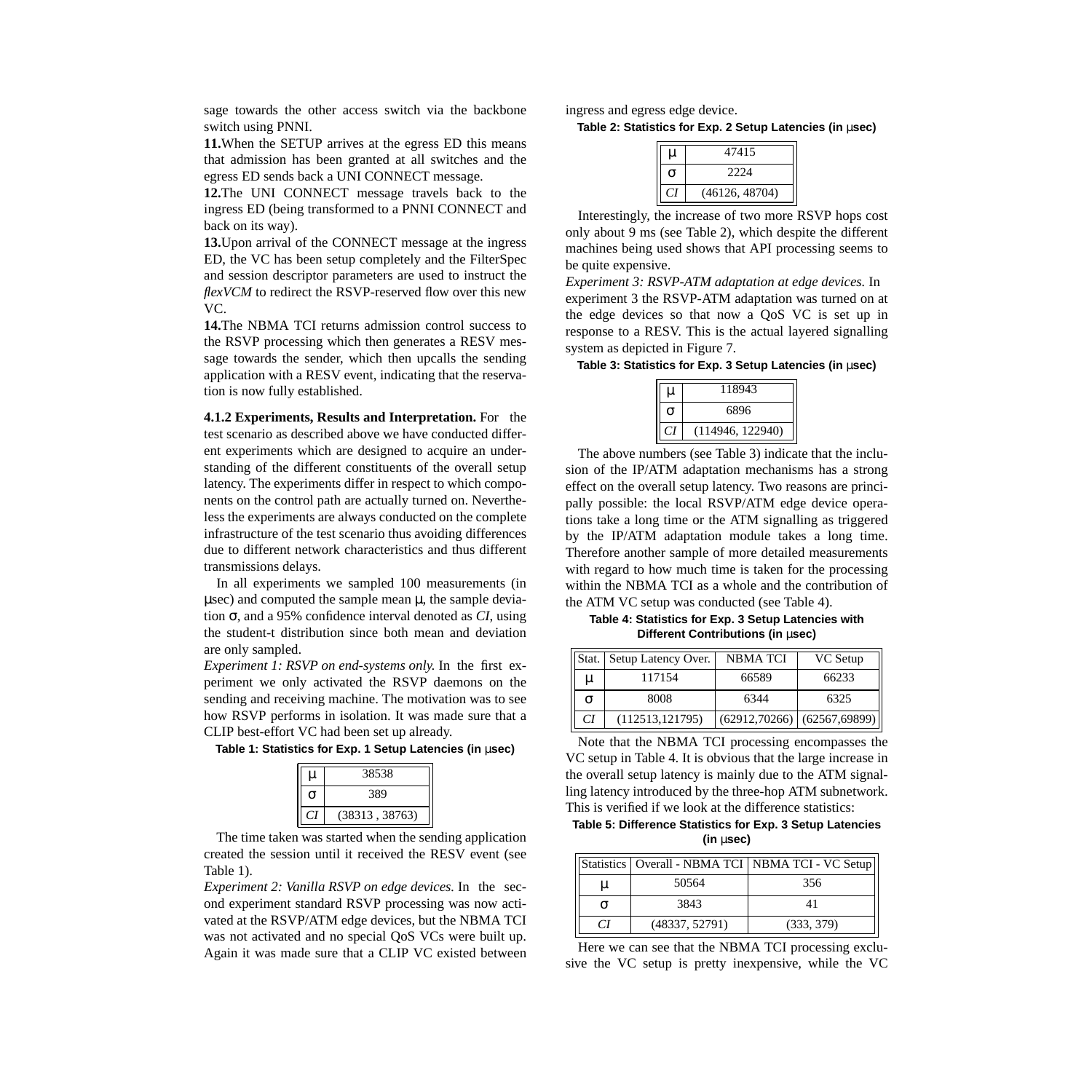sage towards the other access switch via the backbone switch using PNNI.

**11.** When the SETUP arrives at the egress ED this means that admission has been granted at all switches and the egress ED sends back a UNI CONNECT message.

**12.** The UNI CONNECT message travels back to the ingress ED (being transformed to a PNNI CONNECT and back on its way).

**13.** Upon arrival of the CONNECT message at the ingress ED, the VC has been setup completely and the FilterSpec and session descriptor parameters are used to instruct the *flexVCM* to redirect the RSVP-reserved flow over this new VC.

**14.** The NBMA TCI returns admission control success to the RSVP processing which then generates a RESV message towards the sender, which then upcalls the sending application with a RESV event, indicating that the reservation is now fully established.

**4.1.2 Experiments, Results and Interpretation.** For the test scenario as described above we have conducted different experiments which are designed to acquire an understanding of the different constituents of the overall setup latency. The experiments differ in respect to which components on the control path are actually turned on. Nevertheless the experiments are always conducted on the complete infrastructure of the test scenario thus avoiding differences due to different network characteristics and thus different transmissions delays.

In all experiments we sampled 100 measurements (in μsec) and computed the sample mean μ, the sample deviation σ, and a 95% confidence interval denoted as *CI*, using the student-t distribution since both mean and deviation are only sampled.

*Experiment 1: RSVP on end-systems only.* In the first experiment we only activated the RSVP daemons on the sending and receiving machine. The motivation was to see how RSVP performs in isolation. It was made sure that a CLIP best-effort VC had been set up already.

**Table 1: Statistics for Exp. 1 Setup Latencies (in μsec)**

| | |
|---|---|
| μ | 38538 |
| σ | 389 |
| *CI* | (38313 , 38763) |

The time taken was started when the sending application created the session until it received the RESV event (see Table 1).

*Experiment 2: Vanilla RSVP on edge devices.* In the second experiment standard RSVP processing was now activated at the RSVP/ATM edge devices, but the NBMA TCI was not activated and no special QoS VCs were built up. Again it was made sure that a CLIP VC existed between ingress and egress edge device.

**Table 2: Statistics for Exp. 2 Setup Latencies (in μsec)**

| | |
|---|---|
| μ | 47415 |
| σ | 2224 |
| *CI* | (46126, 48704) |

Interestingly, the increase of two more RSVP hops cost only about 9 ms (see Table 2), which despite the different machines being used shows that API processing seems to be quite expensive.

*Experiment 3: RSVP-ATM adaptation at edge devices.* In experiment 3 the RSVP-ATM adaptation was turned on at the edge devices so that now a QoS VC is set up in response to a RESV. This is the actual layered signalling system as depicted in Figure 7.

**Table 3: Statistics for Exp. 3 Setup Latencies (in μsec)**

| | |
|---|---|
| μ | 118943 |
| σ | 6896 |
| *CI* | (114946, 122940) |

The above numbers (see Table 3) indicate that the inclusion of the IP/ATM adaptation mechanisms has a strong effect on the overall setup latency. Two reasons are principally possible: the local RSVP/ATM edge device operations take a long time or the ATM signalling as triggered by the IP/ATM adaptation module takes a long time. Therefore another sample of more detailed measurements with regard to how much time is taken for the processing within the NBMA TCI as a whole and the contribution of the ATM VC setup was conducted (see Table 4).

**Table 4: Statistics for Exp. 3 Setup Latencies with Different Contributions (in μsec)**

| Stat. | Setup Latency Over. | NBMA TCI | VC Setup |
|---|---|---|---|
| μ | 117154 | 66589 | 66233 |
| σ | 8008 | 6344 | 6325 |
| *CI* | (112513,121795) | (62912,70266) | (62567,69899) |

Note that the NBMA TCI processing encompasses the VC setup in Table 4. It is obvious that the large increase in the overall setup latency is mainly due to the ATM signalling latency introduced by the three-hop ATM subnetwork. This is verified if we look at the difference statistics:

**Table 5: Difference Statistics for Exp. 3 Setup Latencies (in μsec)**

| Statistics | Overall - NBMA TCI | NBMA TCI - VC Setup |
|---|---|---|
| μ | 50564 | 356 |
| σ | 3843 | 41 |
| *CI* | (48337, 52791) | (333, 379) |

Here we can see that the NBMA TCI processing exclusive the VC setup is pretty inexpensive, while the VC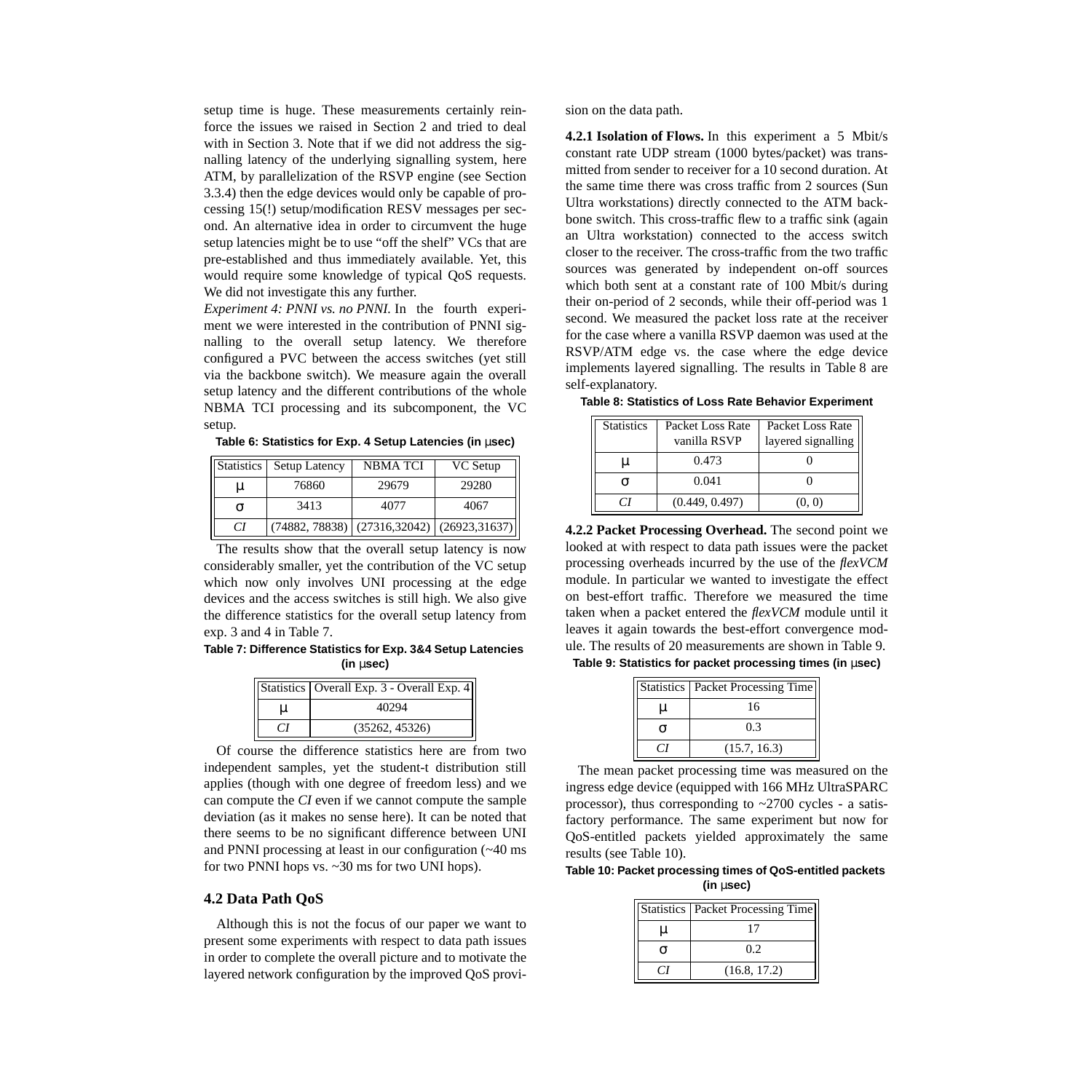setup time is huge. These measurements certainly reinforce the issues we raised in Section 2 and tried to deal with in Section 3. Note that if we did not address the signalling latency of the underlying signalling system, here ATM, by parallelization of the RSVP engine (see Section 3.3.4) then the edge devices would only be capable of processing 15(!) setup/modification RESV messages per second. An alternative idea in order to circumvent the huge setup latencies might be to use "off the shelf" VCs that are pre-established and thus immediately available. Yet, this would require some knowledge of typical QoS requests. We did not investigate this any further.

*Experiment 4: PNNI vs. no PNNI.* In the fourth experiment we were interested in the contribution of PNNI signalling to the overall setup latency. We therefore configured a PVC between the access switches (yet still via the backbone switch). We measure again the overall setup latency and the different contributions of the whole NBMA TCI processing and its subcomponent, the VC setup.

**Table 6: Statistics for Exp. 4 Setup Latencies (in μsec)**

| Statistics | Setup Latency | NBMA TCI | VC Setup |
|---|---|---|---|
| μ | 76860 | 29679 | 29280 |
| σ | 3413 | 4077 | 4067 |
| *CI* | (74882, 78838) | (27316,32042) | (26923,31637) |

The results show that the overall setup latency is now considerably smaller, yet the contribution of the VC setup which now only involves UNI processing at the edge devices and the access switches is still high. We also give the difference statistics for the overall setup latency from exp. 3 and 4 in Table 7.

**Table 7: Difference Statistics for Exp. 3&4 Setup Latencies (in μsec)**

| Statistics | Overall Exp. 3 - Overall Exp. 4 |
|---|---|
| μ | 40294 |
| *CI* | (35262, 45326) |

Of course the difference statistics here are from two independent samples, yet the student-t distribution still applies (though with one degree of freedom less) and we can compute the *CI* even if we cannot compute the sample deviation (as it makes no sense here). It can be noted that there seems to be no significant difference between UNI and PNNI processing at least in our configuration (~40 ms for two PNNI hops vs. ~30 ms for two UNI hops).

## 4.2 Data Path QoS

Although this is not the focus of our paper we want to present some experiments with respect to data path issues in order to complete the overall picture and to motivate the layered network configuration by the improved QoS provision on the data path.

**4.2.1 Isolation of Flows.** In this experiment a 5 Mbit/s constant rate UDP stream (1000 bytes/packet) was transmitted from sender to receiver for a 10 second duration. At the same time there was cross traffic from 2 sources (Sun Ultra workstations) directly connected to the ATM backbone switch. This cross-traffic flew to a traffic sink (again an Ultra workstation) connected to the access switch closer to the receiver. The cross-traffic from the two traffic sources was generated by independent on-off sources which both sent at a constant rate of 100 Mbit/s during their on-period of 2 seconds, while their off-period was 1 second. We measured the packet loss rate at the receiver for the case where a vanilla RSVP daemon was used at the RSVP/ATM edge vs. the case where the edge device implements layered signalling. The results in Table 8 are self-explanatory.

**Table 8: Statistics of Loss Rate Behavior Experiment**

| Statistics | Packet Loss Rate vanilla RSVP | Packet Loss Rate layered signalling |
|---|---|---|
| μ | 0.473 | 0 |
| σ | 0.041 | 0 |
| *CI* | (0.449, 0.497) | (0, 0) |

**4.2.2 Packet Processing Overhead.** The second point we looked at with respect to data path issues were the packet processing overheads incurred by the use of the *flexVCM* module. In particular we wanted to investigate the effect on best-effort traffic. Therefore we measured the time taken when a packet entered the *flexVCM* module until it leaves it again towards the best-effort convergence module. The results of 20 measurements are shown in Table 9.

**Table 9: Statistics for packet processing times (in μsec)**

| Statistics | Packet Processing Time |
|---|---|
| μ | 16 |
| σ | 0.3 |
| *CI* | (15.7, 16.3) |

The mean packet processing time was measured on the ingress edge device (equipped with 166 MHz UltraSPARC processor), thus corresponding to ~2700 cycles - a satisfactory performance. The same experiment but now for QoS-entitled packets yielded approximately the same results (see Table 10).

**Table 10: Packet processing times of QoS-entitled packets (in μsec)**

| Statistics | Packet Processing Time |
|---|---|
| μ | 17 |
| σ | 0.2 |
| *CI* | (16.8, 17.2) |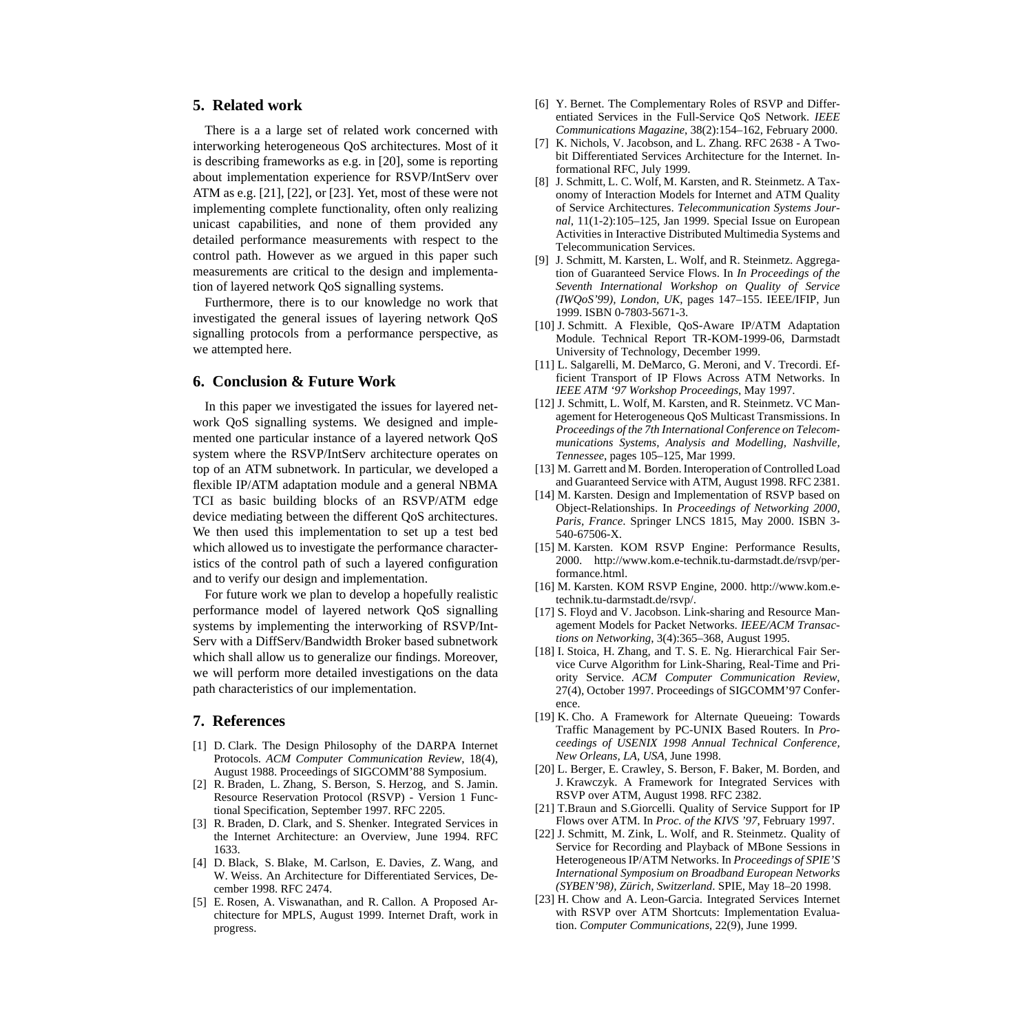## 5. Related work

There is a a large set of related work concerned with interworking heterogeneous QoS architectures. Most of it is describing frameworks as e.g. in [20], some is reporting about implementation experience for RSVP/IntServ over ATM as e.g. [21], [22], or [23]. Yet, most of these were not implementing complete functionality, often only realizing unicast capabilities, and none of them provided any detailed performance measurements with respect to the control path. However as we argued in this paper such measurements are critical to the design and implementation of layered network QoS signalling systems.

Furthermore, there is to our knowledge no work that investigated the general issues of layering network QoS signalling protocols from a performance perspective, as we attempted here.

## 6. Conclusion & Future Work

In this paper we investigated the issues for layered network QoS signalling systems. We designed and implemented one particular instance of a layered network QoS system where the RSVP/IntServ architecture operates on top of an ATM subnetwork. In particular, we developed a flexible IP/ATM adaptation module and a general NBMA TCI as basic building blocks of an RSVP/ATM edge device mediating between the different QoS architectures. We then used this implementation to set up a test bed which allowed us to investigate the performance characteristics of the control path of such a layered configuration and to verify our design and implementation.

For future work we plan to develop a hopefully realistic performance model of layered network QoS signalling systems by implementing the interworking of RSVP/IntServ with a DiffServ/Bandwidth Broker based subnetwork which shall allow us to generalize our findings. Moreover, we will perform more detailed investigations on the data path characteristics of our implementation.

## 7. References

[1] D. Clark. The Design Philosophy of the DARPA Internet Protocols. *ACM Computer Communication Review*, 18(4), August 1988. Proceedings of SIGCOMM'88 Symposium.

[2] R. Braden, L. Zhang, S. Berson, S. Herzog, and S. Jamin. Resource Reservation Protocol (RSVP) - Version 1 Functional Specification, September 1997. RFC 2205.

[3] R. Braden, D. Clark, and S. Shenker. Integrated Services in the Internet Architecture: an Overview, June 1994. RFC 1633.

[4] D. Black, S. Blake, M. Carlson, E. Davies, Z. Wang, and W. Weiss. An Architecture for Differentiated Services, December 1998. RFC 2474.

[5] E. Rosen, A. Viswanathan, and R. Callon. A Proposed Architecture for MPLS, August 1999. Internet Draft, work in progress.

[6] Y. Bernet. The Complementary Roles of RSVP and Differentiated Services in the Full-Service QoS Network. *IEEE Communications Magazine*, 38(2):154–162, February 2000.

[7] K. Nichols, V. Jacobson, and L. Zhang. RFC 2638 - A Two-bit Differentiated Services Architecture for the Internet. Informational RFC, July 1999.

[8] J. Schmitt, L. C. Wolf, M. Karsten, and R. Steinmetz. A Taxonomy of Interaction Models for Internet and ATM Quality of Service Architectures. *Telecommunication Systems Journal*, 11(1-2):105–125, Jan 1999. Special Issue on European Activities in Interactive Distributed Multimedia Systems and Telecommunication Services.

[9] J. Schmitt, M. Karsten, L. Wolf, and R. Steinmetz. Aggregation of Guaranteed Service Flows. In *In Proceedings of the Seventh International Workshop on Quality of Service (IWQoS'99), London, UK*, pages 147–155. IEEE/IFIP, Jun 1999. ISBN 0-7803-5671-3.

[10] J. Schmitt. A Flexible, QoS-Aware IP/ATM Adaptation Module. Technical Report TR-KOM-1999-06, Darmstadt University of Technology, December 1999.

[11] L. Salgarelli, M. DeMarco, G. Meroni, and V. Trecordi. Efficient Transport of IP Flows Across ATM Networks. In *IEEE ATM '97 Workshop Proceedings*, May 1997.

[12] J. Schmitt, L. Wolf, M. Karsten, and R. Steinmetz. VC Management for Heterogeneous QoS Multicast Transmissions. In *Proceedings of the 7th International Conference on Telecommunications Systems, Analysis and Modelling, Nashville, Tennessee*, pages 105–125, Mar 1999.

[13] M. Garrett and M. Borden. Interoperation of Controlled Load and Guaranteed Service with ATM, August 1998. RFC 2381.

[14] M. Karsten. Design and Implementation of RSVP based on Object-Relationships. In *Proceedings of Networking 2000, Paris, France*. Springer LNCS 1815, May 2000. ISBN 3-540-67506-X.

[15] M. Karsten. KOM RSVP Engine: Performance Results, 2000. http://www.kom.e-technik.tu-darmstadt.de/rsvp/performance.html.

[16] M. Karsten. KOM RSVP Engine, 2000. http://www.kom.e-technik.tu-darmstadt.de/rsvp/.

[17] S. Floyd and V. Jacobson. Link-sharing and Resource Management Models for Packet Networks. *IEEE/ACM Transactions on Networking*, 3(4):365–368, August 1995.

[18] I. Stoica, H. Zhang, and T. S. E. Ng. Hierarchical Fair Service Curve Algorithm for Link-Sharing, Real-Time and Priority Service. *ACM Computer Communication Review*, 27(4), October 1997. Proceedings of SIGCOMM'97 Conference.

[19] K. Cho. A Framework for Alternate Queueing: Towards Traffic Management by PC-UNIX Based Routers. In *Proceedings of USENIX 1998 Annual Technical Conference, New Orleans, LA, USA*, June 1998.

[20] L. Berger, E. Crawley, S. Berson, F. Baker, M. Borden, and J. Krawczyk. A Framework for Integrated Services with RSVP over ATM, August 1998. RFC 2382.

[21] T.Braun and S.Giorcelli. Quality of Service Support for IP Flows over ATM. In *Proc. of the KIVS '97*, February 1997.

[22] J. Schmitt, M. Zink, L. Wolf, and R. Steinmetz. Quality of Service for Recording and Playback of MBone Sessions in Heterogeneous IP/ATM Networks. In *Proceedings of SPIE'S International Symposium on Broadband European Networks (SYBEN'98), Zürich, Switzerland*. SPIE, May 18–20 1998.

[23] H. Chow and A. Leon-Garcia. Integrated Services Internet with RSVP over ATM Shortcuts: Implementation Evaluation. *Computer Communications*, 22(9), June 1999.